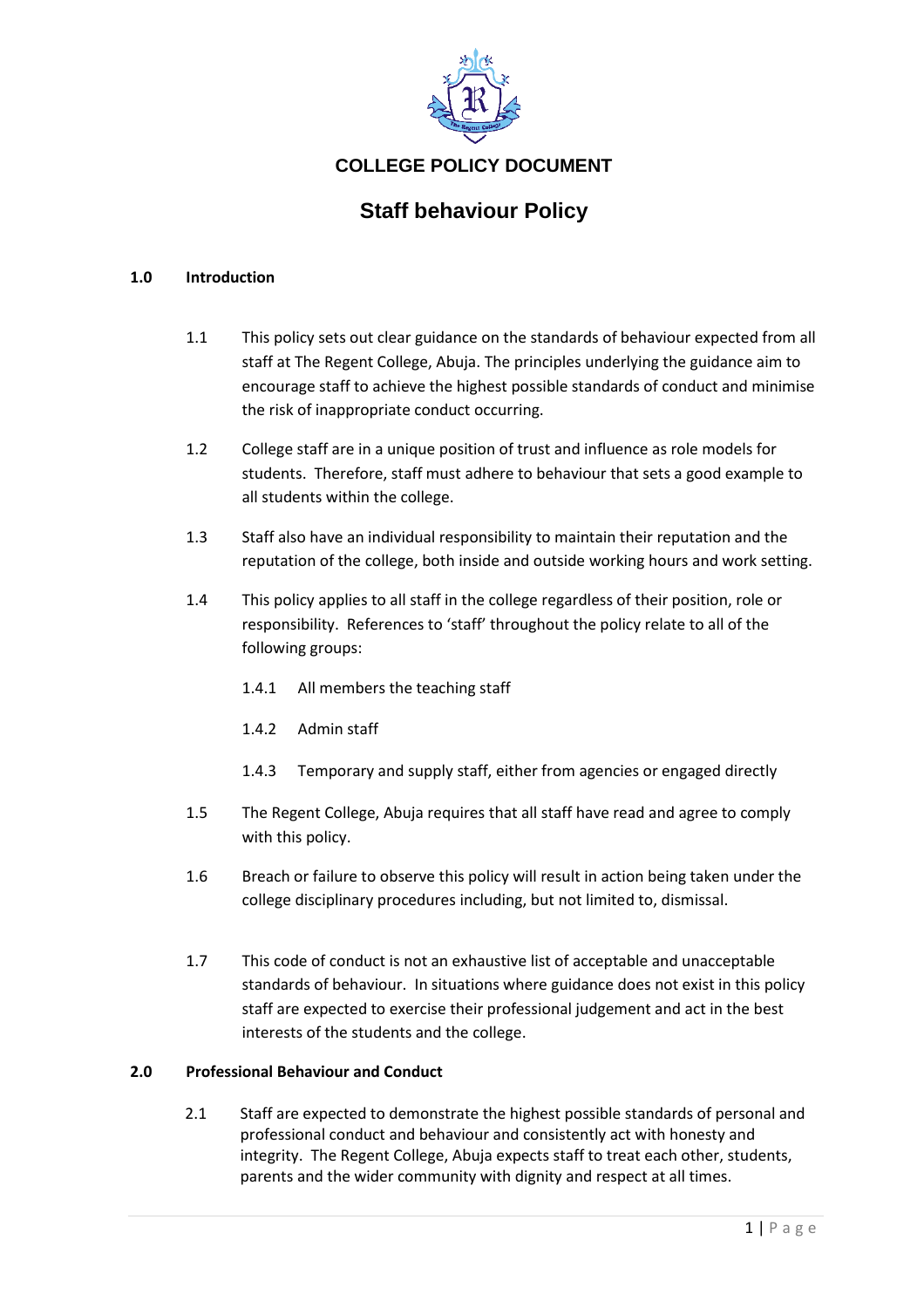## COLLEGE POLICY DOCUMENT

# Staff behaviour Policy

### 1.0 Introduction

1.1 This policy sets out clear guidance on the standards of behaviour expected from all staff at The Regent College, Abuja. The principles underlying the guidance aim to encourage staff to achieve the highest possible standards of conduct and minimise the risk of inappropriate conduct occurring.

1.2 College staff are in a unique position of trust and influence as role models for students. Therefore, staff must adhere to behaviour that sets a good example to all students within the college.

1.3 Staff also have an individual responsibility to maintain their reputation and the reputation of the college, both inside and outside working hours and work setting.

1.4 This policy applies to all staff in the college regardless of their position, role or responsibility. References to 'staff' throughout the policy relate to all of the following groups:

1.4.1 All members the teaching staff

1.4.2 Admin staff

1.4.3 Temporary and supply staff, either from agencies or engaged directly

1.5 The Regent College, Abuja requires that all staff have read and agree to comply with this policy.

1.6 Breach or failure to observe this policy will result in action being taken under the college disciplinary procedures including, but not limited to, dismissal.

1.7 This code of conduct is not an exhaustive list of acceptable and unacceptable standards of behaviour. In situations where guidance does not exist in this policy staff are expected to exercise their professional judgement and act in the best interests of the students and the college.

### 2.0 Professional Behaviour and Conduct

2.1 Staff are expected to demonstrate the highest possible standards of personal and professional conduct and behaviour and consistently act with honesty and integrity. The Regent College, Abuja expects staff to treat each other, students, parents and the wider community with dignity and respect at all times.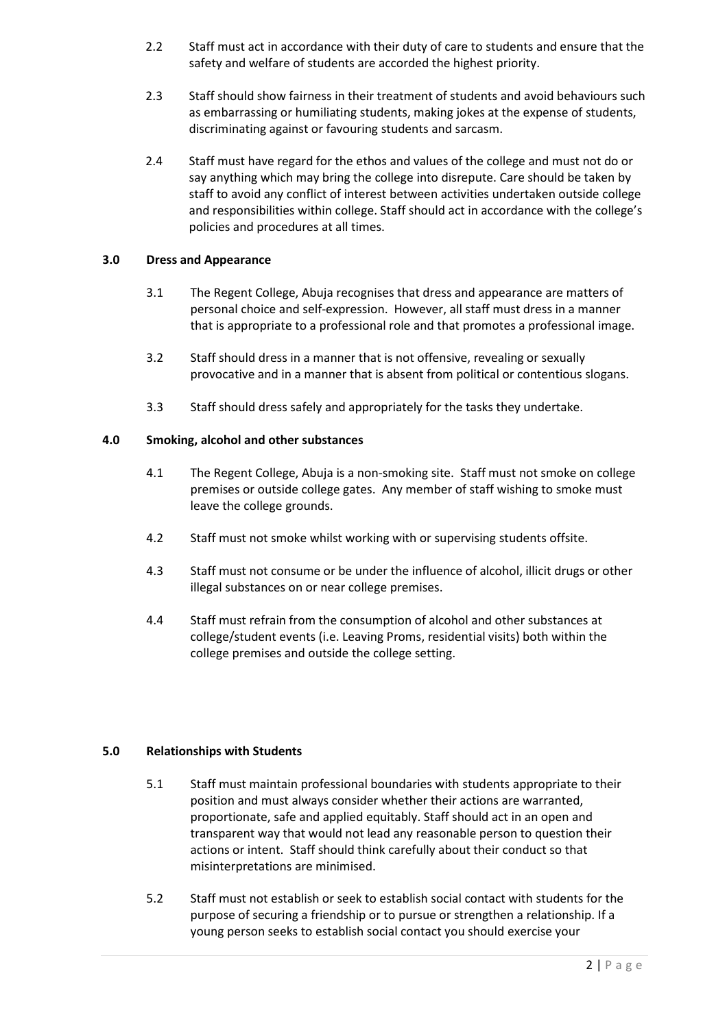2.2 Staff must act in accordance with their duty of care to students and ensure that the safety and welfare of students are accorded the highest priority.

2.3 Staff should show fairness in their treatment of students and avoid behaviours such as embarrassing or humiliating students, making jokes at the expense of students, discriminating against or favouring students and sarcasm.

2.4 Staff must have regard for the ethos and values of the college and must not do or say anything which may bring the college into disrepute. Care should be taken by staff to avoid any conflict of interest between activities undertaken outside college and responsibilities within college. Staff should act in accordance with the college's policies and procedures at all times.

## 3.0 Dress and Appearance

3.1 The Regent College, Abuja recognises that dress and appearance are matters of personal choice and self-expression. However, all staff must dress in a manner that is appropriate to a professional role and that promotes a professional image.

3.2 Staff should dress in a manner that is not offensive, revealing or sexually provocative and in a manner that is absent from political or contentious slogans.

3.3 Staff should dress safely and appropriately for the tasks they undertake.

## 4.0 Smoking, alcohol and other substances

4.1 The Regent College, Abuja is a non-smoking site. Staff must not smoke on college premises or outside college gates. Any member of staff wishing to smoke must leave the college grounds.

4.2 Staff must not smoke whilst working with or supervising students offsite.

4.3 Staff must not consume or be under the influence of alcohol, illicit drugs or other illegal substances on or near college premises.

4.4 Staff must refrain from the consumption of alcohol and other substances at college/student events (i.e. Leaving Proms, residential visits) both within the college premises and outside the college setting.

## 5.0 Relationships with Students

5.1 Staff must maintain professional boundaries with students appropriate to their position and must always consider whether their actions are warranted, proportionate, safe and applied equitably. Staff should act in an open and transparent way that would not lead any reasonable person to question their actions or intent. Staff should think carefully about their conduct so that misinterpretations are minimised.

5.2 Staff must not establish or seek to establish social contact with students for the purpose of securing a friendship or to pursue or strengthen a relationship. If a young person seeks to establish social contact you should exercise your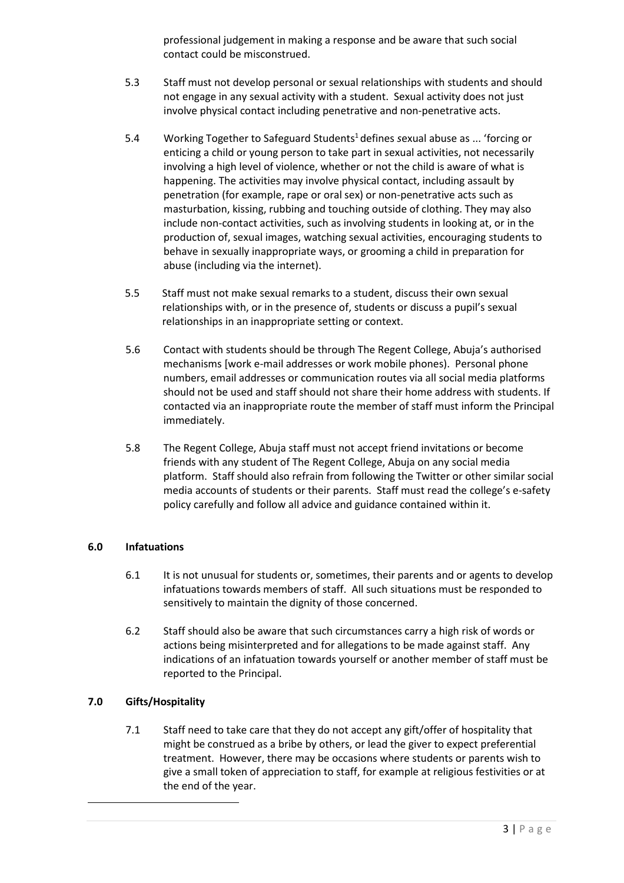professional judgement in making a response and be aware that such social contact could be misconstrued.

5.3 Staff must not develop personal or sexual relationships with students and should not engage in any sexual activity with a student. Sexual activity does not just involve physical contact including penetrative and non-penetrative acts.

5.4 Working Together to Safeguard Students[1] defines *s*exual abuse as ... 'forcing or enticing a child or young person to take part in sexual activities, not necessarily involving a high level of violence, whether or not the child is aware of what is happening. The activities may involve physical contact, including assault by penetration (for example, rape or oral sex) or non-penetrative acts such as masturbation, kissing, rubbing and touching outside of clothing. They may also include non-contact activities, such as involving students in looking at, or in the production of, sexual images, watching sexual activities, encouraging students to behave in sexually inappropriate ways, or grooming a child in preparation for abuse (including via the internet).

5.5 Staff must not make sexual remarks to a student, discuss their own sexual relationships with, or in the presence of, students or discuss a pupil's sexual relationships in an inappropriate setting or context.

5.6 Contact with students should be through The Regent College, Abuja's authorised mechanisms [work e-mail addresses or work mobile phones). Personal phone numbers, email addresses or communication routes via all social media platforms should not be used and staff should not share their home address with students. If contacted via an inappropriate route the member of staff must inform the Principal immediately.

5.8 The Regent College, Abuja staff must not accept friend invitations or become friends with any student of The Regent College, Abuja on any social media platform. Staff should also refrain from following the Twitter or other similar social media accounts of students or their parents. Staff must read the college's e-safety policy carefully and follow all advice and guidance contained within it.

### 6.0 Infatuations

6.1 It is not unusual for students or, sometimes, their parents and or agents to develop infatuations towards members of staff. All such situations must be responded to sensitively to maintain the dignity of those concerned.

6.2 Staff should also be aware that such circumstances carry a high risk of words or actions being misinterpreted and for allegations to be made against staff. Any indications of an infatuation towards yourself or another member of staff must be reported to the Principal.

### 7.0 Gifts/Hospitality

7.1 Staff need to take care that they do not accept any gift/offer of hospitality that might be construed as a bribe by others, or lead the giver to expect preferential treatment. However, there may be occasions where students or parents wish to give a small token of appreciation to staff, for example at religious festivities or at the end of the year.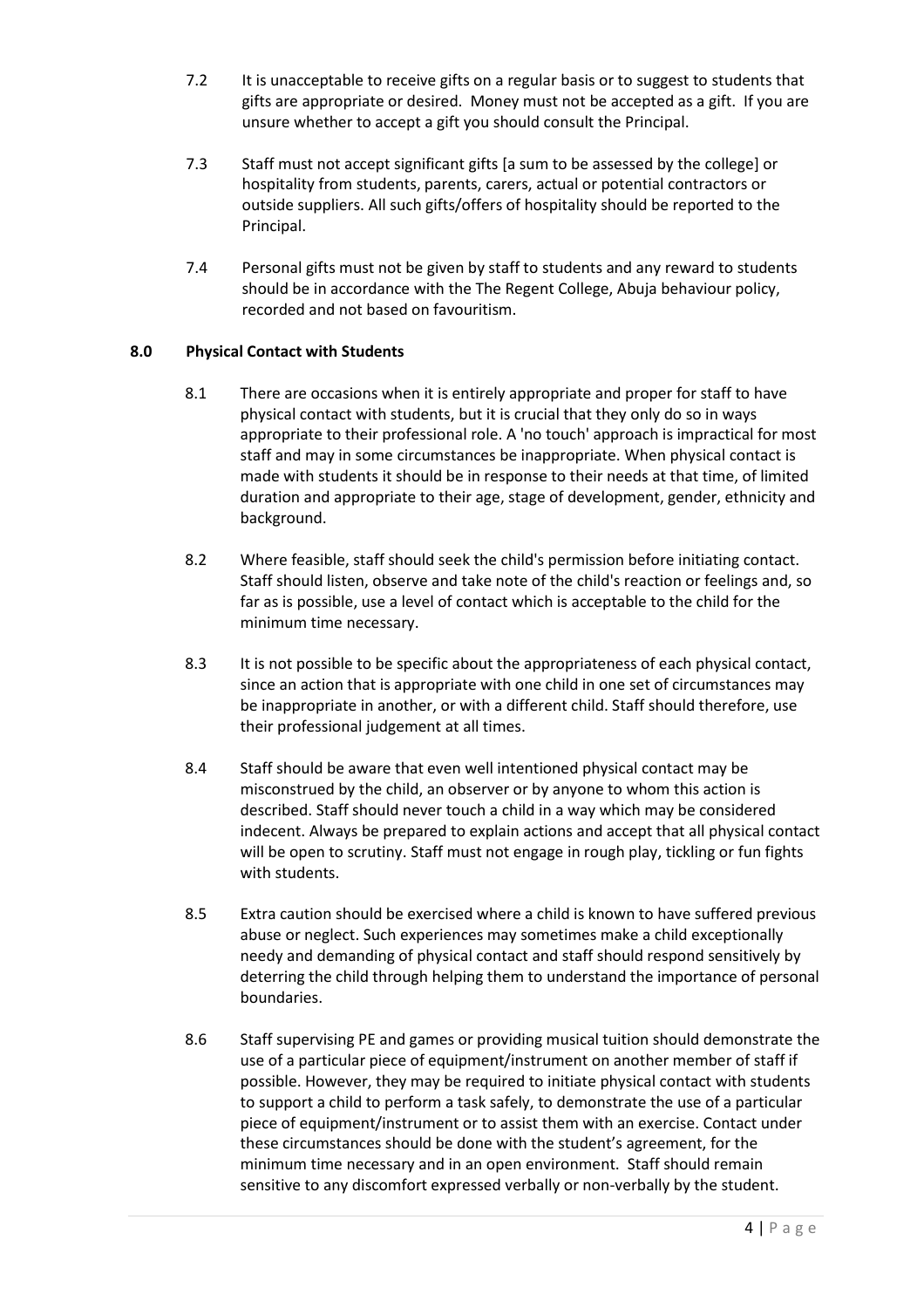7.2 It is unacceptable to receive gifts on a regular basis or to suggest to students that gifts are appropriate or desired. Money must not be accepted as a gift. If you are unsure whether to accept a gift you should consult the Principal.

7.3 Staff must not accept significant gifts [a sum to be assessed by the college] or hospitality from students, parents, carers, actual or potential contractors or outside suppliers. All such gifts/offers of hospitality should be reported to the Principal.

7.4 Personal gifts must not be given by staff to students and any reward to students should be in accordance with the The Regent College, Abuja behaviour policy, recorded and not based on favouritism.

## 8.0 Physical Contact with Students

8.1 There are occasions when it is entirely appropriate and proper for staff to have physical contact with students, but it is crucial that they only do so in ways appropriate to their professional role. A 'no touch' approach is impractical for most staff and may in some circumstances be inappropriate. When physical contact is made with students it should be in response to their needs at that time, of limited duration and appropriate to their age, stage of development, gender, ethnicity and background.

8.2 Where feasible, staff should seek the child's permission before initiating contact. Staff should listen, observe and take note of the child's reaction or feelings and, so far as is possible, use a level of contact which is acceptable to the child for the minimum time necessary.

8.3 It is not possible to be specific about the appropriateness of each physical contact, since an action that is appropriate with one child in one set of circumstances may be inappropriate in another, or with a different child. Staff should therefore, use their professional judgement at all times.

8.4 Staff should be aware that even well intentioned physical contact may be misconstrued by the child, an observer or by anyone to whom this action is described. Staff should never touch a child in a way which may be considered indecent. Always be prepared to explain actions and accept that all physical contact will be open to scrutiny. Staff must not engage in rough play, tickling or fun fights with students.

8.5 Extra caution should be exercised where a child is known to have suffered previous abuse or neglect. Such experiences may sometimes make a child exceptionally needy and demanding of physical contact and staff should respond sensitively by deterring the child through helping them to understand the importance of personal boundaries.

8.6 Staff supervising PE and games or providing musical tuition should demonstrate the use of a particular piece of equipment/instrument on another member of staff if possible. However, they may be required to initiate physical contact with students to support a child to perform a task safely, to demonstrate the use of a particular piece of equipment/instrument or to assist them with an exercise. Contact under these circumstances should be done with the student's agreement, for the minimum time necessary and in an open environment. Staff should remain sensitive to any discomfort expressed verbally or non-verbally by the student.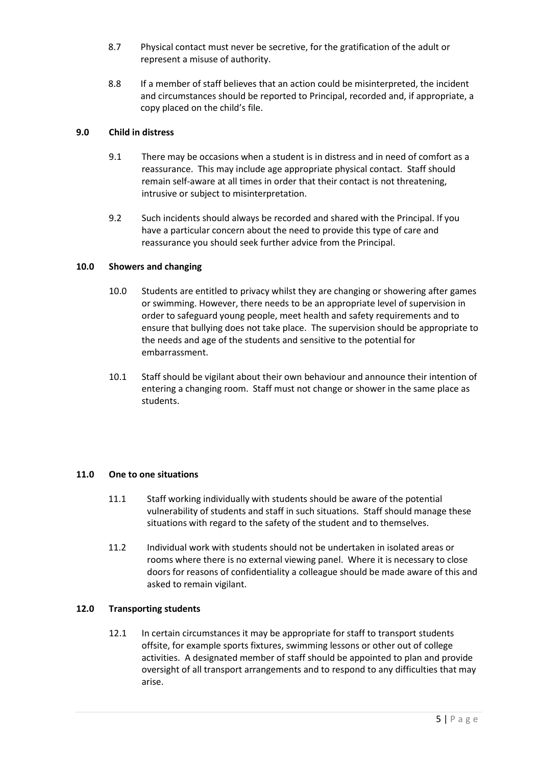8.7 Physical contact must never be secretive, for the gratification of the adult or represent a misuse of authority.

8.8 If a member of staff believes that an action could be misinterpreted, the incident and circumstances should be reported to Principal, recorded and, if appropriate, a copy placed on the child's file.

## 9.0 Child in distress

9.1 There may be occasions when a student is in distress and in need of comfort as a reassurance. This may include age appropriate physical contact. Staff should remain self-aware at all times in order that their contact is not threatening, intrusive or subject to misinterpretation.

9.2 Such incidents should always be recorded and shared with the Principal. If you have a particular concern about the need to provide this type of care and reassurance you should seek further advice from the Principal.

## 10.0 Showers and changing

10.0 Students are entitled to privacy whilst they are changing or showering after games or swimming. However, there needs to be an appropriate level of supervision in order to safeguard young people, meet health and safety requirements and to ensure that bullying does not take place. The supervision should be appropriate to the needs and age of the students and sensitive to the potential for embarrassment.

10.1 Staff should be vigilant about their own behaviour and announce their intention of entering a changing room. Staff must not change or shower in the same place as students.

## 11.0 One to one situations

11.1 Staff working individually with students should be aware of the potential vulnerability of students and staff in such situations. Staff should manage these situations with regard to the safety of the student and to themselves.

11.2 Individual work with students should not be undertaken in isolated areas or rooms where there is no external viewing panel. Where it is necessary to close doors for reasons of confidentiality a colleague should be made aware of this and asked to remain vigilant.

## 12.0 Transporting students

12.1 In certain circumstances it may be appropriate for staff to transport students offsite, for example sports fixtures, swimming lessons or other out of college activities. A designated member of staff should be appointed to plan and provide oversight of all transport arrangements and to respond to any difficulties that may arise.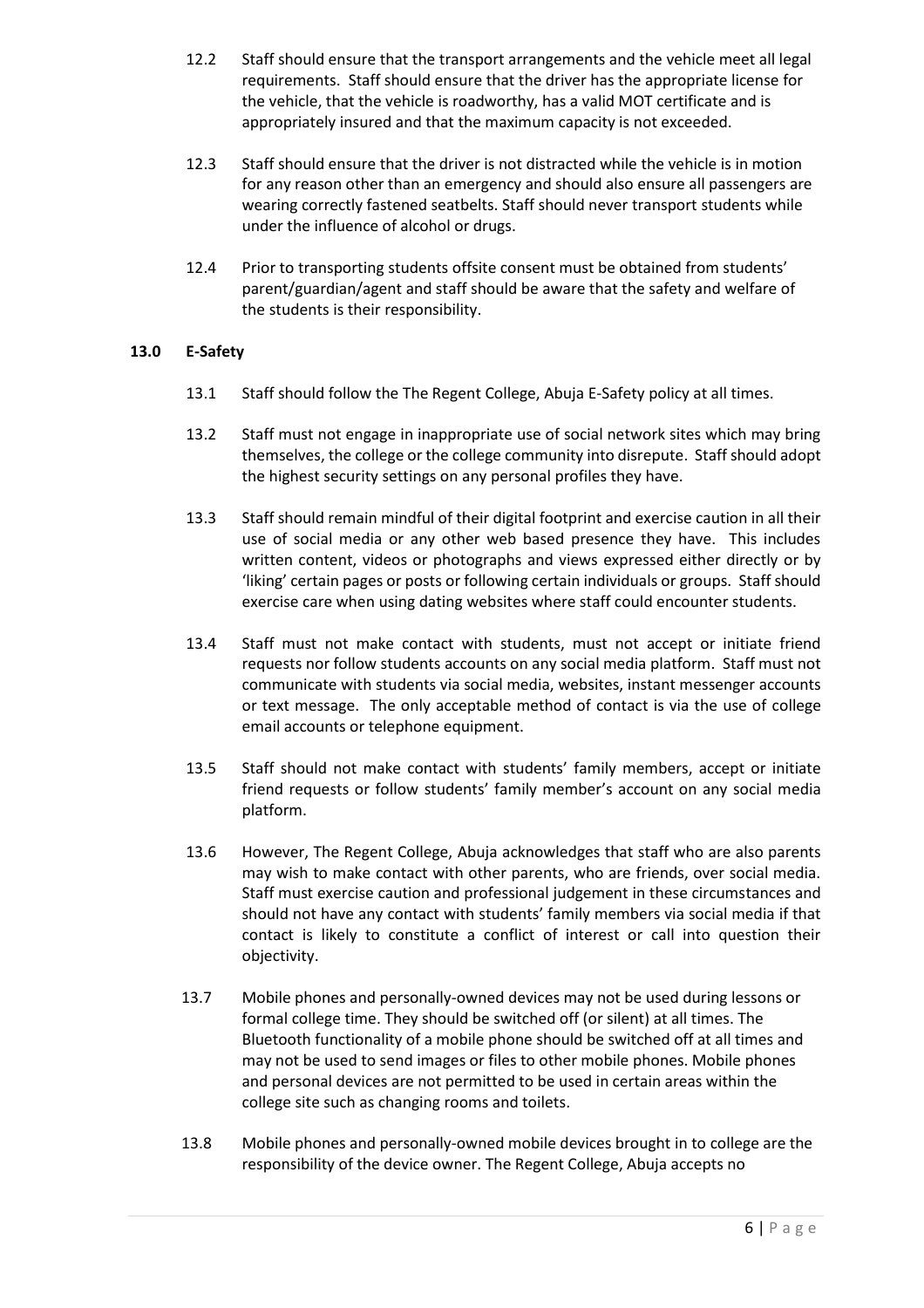12.2 Staff should ensure that the transport arrangements and the vehicle meet all legal requirements. Staff should ensure that the driver has the appropriate license for the vehicle, that the vehicle is roadworthy, has a valid MOT certificate and is appropriately insured and that the maximum capacity is not exceeded.

12.3 Staff should ensure that the driver is not distracted while the vehicle is in motion for any reason other than an emergency and should also ensure all passengers are wearing correctly fastened seatbelts. Staff should never transport students while under the influence of alcohol or drugs.

12.4 Prior to transporting students offsite consent must be obtained from students' parent/guardian/agent and staff should be aware that the safety and welfare of the students is their responsibility.

## 13.0 E-Safety

13.1 Staff should follow the The Regent College, Abuja E-Safety policy at all times.

13.2 Staff must not engage in inappropriate use of social network sites which may bring themselves, the college or the college community into disrepute. Staff should adopt the highest security settings on any personal profiles they have.

13.3 Staff should remain mindful of their digital footprint and exercise caution in all their use of social media or any other web based presence they have. This includes written content, videos or photographs and views expressed either directly or by 'liking' certain pages or posts or following certain individuals or groups. Staff should exercise care when using dating websites where staff could encounter students.

13.4 Staff must not make contact with students, must not accept or initiate friend requests nor follow students accounts on any social media platform. Staff must not communicate with students via social media, websites, instant messenger accounts or text message. The only acceptable method of contact is via the use of college email accounts or telephone equipment.

13.5 Staff should not make contact with students' family members, accept or initiate friend requests or follow students' family member's account on any social media platform.

13.6 However, The Regent College, Abuja acknowledges that staff who are also parents may wish to make contact with other parents, who are friends, over social media. Staff must exercise caution and professional judgement in these circumstances and should not have any contact with students' family members via social media if that contact is likely to constitute a conflict of interest or call into question their objectivity.

13.7 Mobile phones and personally-owned devices may not be used during lessons or formal college time. They should be switched off (or silent) at all times. The Bluetooth functionality of a mobile phone should be switched off at all times and may not be used to send images or files to other mobile phones. Mobile phones and personal devices are not permitted to be used in certain areas within the college site such as changing rooms and toilets.

13.8 Mobile phones and personally-owned mobile devices brought in to college are the responsibility of the device owner. The Regent College, Abuja accepts no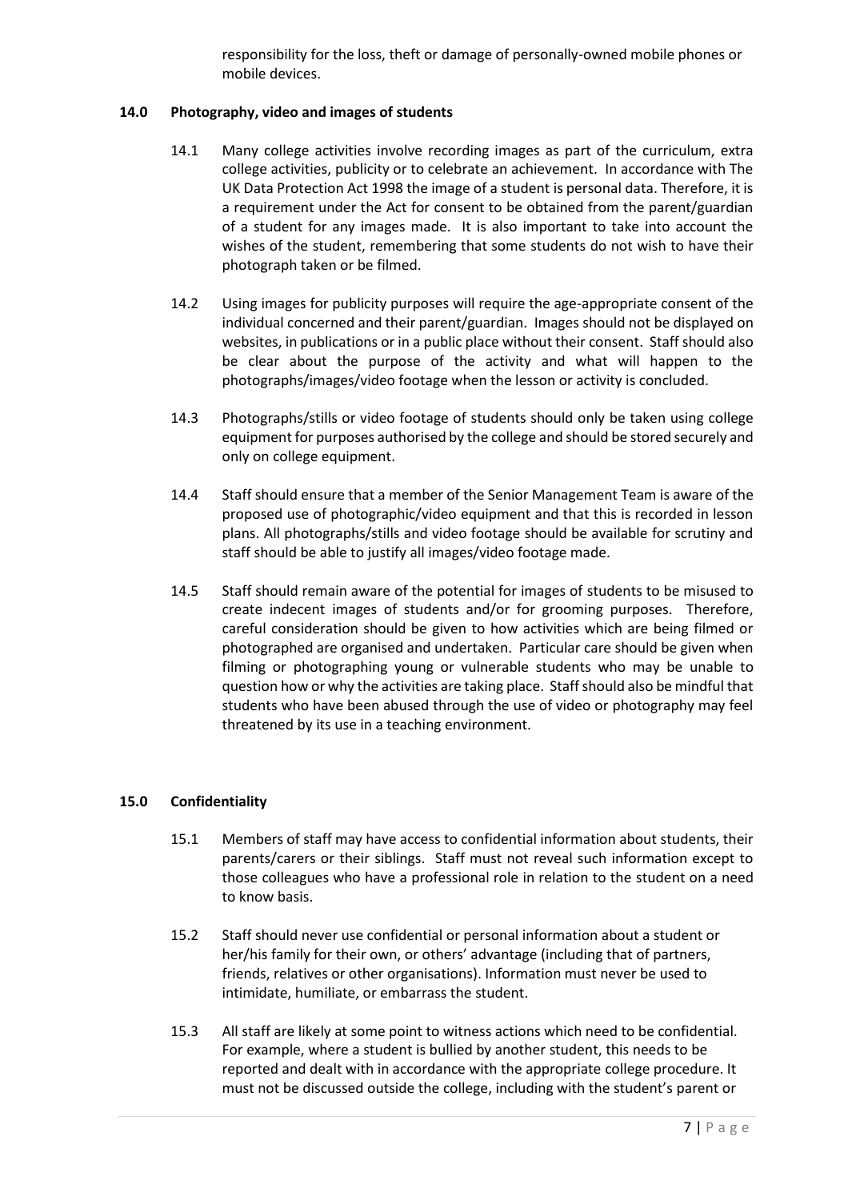responsibility for the loss, theft or damage of personally-owned mobile phones or mobile devices.

## 14.0 Photography, video and images of students

14.1 Many college activities involve recording images as part of the curriculum, extra college activities, publicity or to celebrate an achievement. In accordance with The UK Data Protection Act 1998 the image of a student is personal data. Therefore, it is a requirement under the Act for consent to be obtained from the parent/guardian of a student for any images made. It is also important to take into account the wishes of the student, remembering that some students do not wish to have their photograph taken or be filmed.

14.2 Using images for publicity purposes will require the age-appropriate consent of the individual concerned and their parent/guardian. Images should not be displayed on websites, in publications or in a public place without their consent. Staff should also be clear about the purpose of the activity and what will happen to the photographs/images/video footage when the lesson or activity is concluded.

14.3 Photographs/stills or video footage of students should only be taken using college equipment for purposes authorised by the college and should be stored securely and only on college equipment.

14.4 Staff should ensure that a member of the Senior Management Team is aware of the proposed use of photographic/video equipment and that this is recorded in lesson plans. All photographs/stills and video footage should be available for scrutiny and staff should be able to justify all images/video footage made.

14.5 Staff should remain aware of the potential for images of students to be misused to create indecent images of students and/or for grooming purposes. Therefore, careful consideration should be given to how activities which are being filmed or photographed are organised and undertaken. Particular care should be given when filming or photographing young or vulnerable students who may be unable to question how or why the activities are taking place. Staff should also be mindful that students who have been abused through the use of video or photography may feel threatened by its use in a teaching environment.

## 15.0 Confidentiality

15.1 Members of staff may have access to confidential information about students, their parents/carers or their siblings. Staff must not reveal such information except to those colleagues who have a professional role in relation to the student on a need to know basis.

15.2 Staff should never use confidential or personal information about a student or her/his family for their own, or others' advantage (including that of partners, friends, relatives or other organisations). Information must never be used to intimidate, humiliate, or embarrass the student.

15.3 All staff are likely at some point to witness actions which need to be confidential. For example, where a student is bullied by another student, this needs to be reported and dealt with in accordance with the appropriate college procedure. It must not be discussed outside the college, including with the student's parent or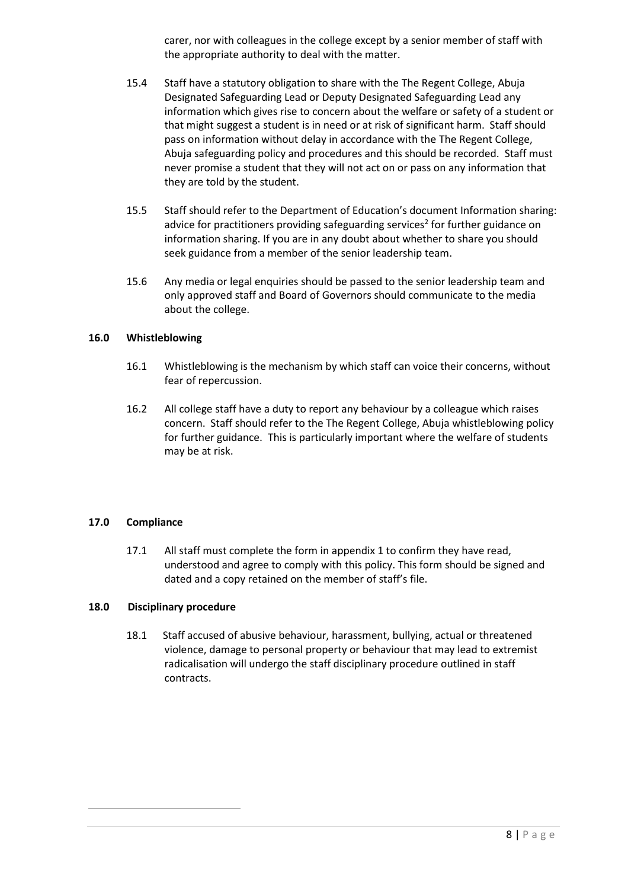carer, nor with colleagues in the college except by a senior member of staff with the appropriate authority to deal with the matter.

15.4 Staff have a statutory obligation to share with the The Regent College, Abuja Designated Safeguarding Lead or Deputy Designated Safeguarding Lead any information which gives rise to concern about the welfare or safety of a student or that might suggest a student is in need or at risk of significant harm. Staff should pass on information without delay in accordance with the The Regent College, Abuja safeguarding policy and procedures and this should be recorded. Staff must never promise a student that they will not act on or pass on any information that they are told by the student.

15.5 Staff should refer to the Department of Education's document Information sharing: advice for practitioners providing safeguarding services[2] for further guidance on information sharing. If you are in any doubt about whether to share you should seek guidance from a member of the senior leadership team.

15.6 Any media or legal enquiries should be passed to the senior leadership team and only approved staff and Board of Governors should communicate to the media about the college.

**16.0 Whistleblowing**

16.1 Whistleblowing is the mechanism by which staff can voice their concerns, without fear of repercussion.

16.2 All college staff have a duty to report any behaviour by a colleague which raises concern. Staff should refer to the The Regent College, Abuja whistleblowing policy for further guidance. This is particularly important where the welfare of students may be at risk.

**17.0 Compliance**

17.1 All staff must complete the form in appendix 1 to confirm they have read, understood and agree to comply with this policy. This form should be signed and dated and a copy retained on the member of staff's file.

**18.0 Disciplinary procedure**

18.1 Staff accused of abusive behaviour, harassment, bullying, actual or threatened violence, damage to personal property or behaviour that may lead to extremist radicalisation will undergo the staff disciplinary procedure outlined in staff contracts.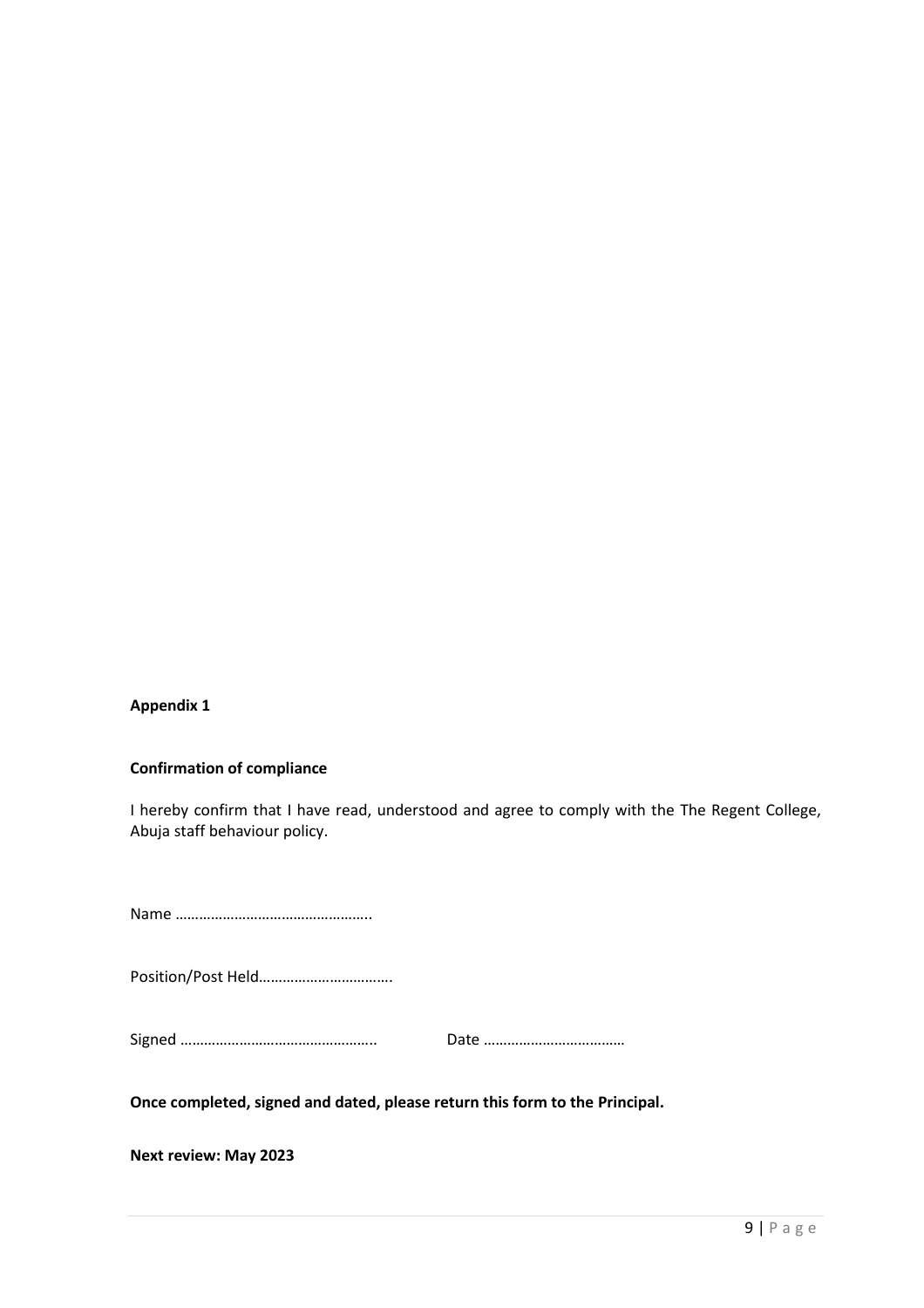**Appendix 1**

**Confirmation of compliance**

I hereby confirm that I have read, understood and agree to comply with the The Regent College, Abuja staff behaviour policy.

Name …………………………………………..

Position/Post Held……………………………

Signed ………………………………………….. Date ………………………………

**Once completed, signed and dated, please return this form to the Principal.**

**Next review: May 2023**